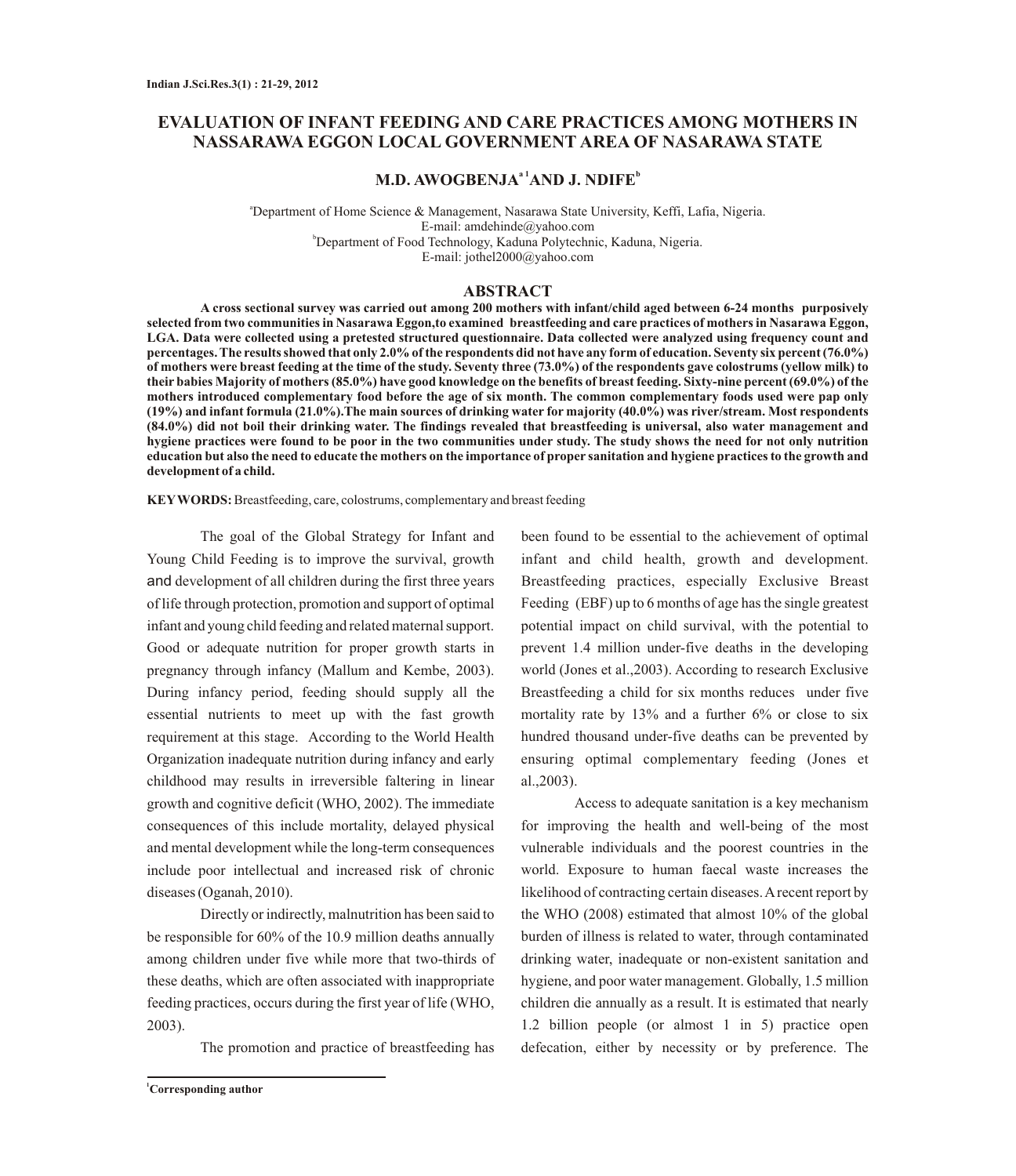# EVALUATION OF INFANT FEEDING AND CARE PRACTICES AMONG MOTHERS IN NASSARAWA EGGON LOCAL GOVERNMENT AREA OF NASARAWA STATE

**M.D. AWOGBENJA[a1] AND J. NDIFE[b]**

[a]Department of Home Science & Management, Nasarawa State University, Keffi, Lafia, Nigeria.
E-mail: amdehinde@yahoo.com
[b]Department of Food Technology, Kaduna Polytechnic, Kaduna, Nigeria.
E-mail: jothel2000@yahoo.com

## ABSTRACT

**A cross sectional survey was carried out among 200 mothers with infant/child aged between 6-24 months purposively selected from two communities in Nasarawa Eggon,to examined breastfeeding and care practices of mothers in Nasarawa Eggon, LGA. Data were collected using a pretested structured questionnaire. Data collected were analyzed using frequency count and percentages. The results showed that only 2.0% of the respondents did not have any form of education. Seventy six percent (76.0%) of mothers were breast feeding at the time of the study. Seventy three (73.0%) of the respondents gave colostrums (yellow milk) to their babies Majority of mothers (85.0%) have good knowledge on the benefits of breast feeding. Sixty-nine percent (69.0%) of the mothers introduced complementary food before the age of six month. The common complementary foods used were pap only (19%) and infant formula (21.0%).The main sources of drinking water for majority (40.0%) was river/stream. Most respondents (84.0%) did not boil their drinking water. The findings revealed that breastfeeding is universal, also water management and hygiene practices were found to be poor in the two communities under study. The study shows the need for not only nutrition education but also the need to educate the mothers on the importance of proper sanitation and hygiene practices to the growth and development of a child.**

**KEYWORDS:** Breastfeeding, care, colostrums, complementary and breast feeding

The goal of the Global Strategy for Infant and Young Child Feeding is to improve the survival, growth and development of all children during the first three years of life through protection, promotion and support of optimal infant and young child feeding and related maternal support. Good or adequate nutrition for proper growth starts in pregnancy through infancy (Mallum and Kembe, 2003). During infancy period, feeding should supply all the essential nutrients to meet up with the fast growth requirement at this stage. According to the World Health Organization inadequate nutrition during infancy and early childhood may results in irreversible faltering in linear growth and cognitive deficit (WHO, 2002). The immediate consequences of this include mortality, delayed physical and mental development while the long-term consequences include poor intellectual and increased risk of chronic diseases (Oganah, 2010).

Directly or indirectly, malnutrition has been said to be responsible for 60% of the 10.9 million deaths annually among children under five while more that two-thirds of these deaths, which are often associated with inappropriate feeding practices, occurs during the first year of life (WHO, 2003).

The promotion and practice of breastfeeding has been found to be essential to the achievement of optimal infant and child health, growth and development. Breastfeeding practices, especially Exclusive Breast Feeding (EBF) up to 6 months of age has the single greatest potential impact on child survival, with the potential to prevent 1.4 million under-five deaths in the developing world (Jones et al.,2003). According to research Exclusive Breastfeeding a child for six months reduces under five mortality rate by 13% and a further 6% or close to six hundred thousand under-five deaths can be prevented by ensuring optimal complementary feeding (Jones et al.,2003).

Access to adequate sanitation is a key mechanism for improving the health and well-being of the most vulnerable individuals and the poorest countries in the world. Exposure to human faecal waste increases the likelihood of contracting certain diseases. A recent report by the WHO (2008) estimated that almost 10% of the global burden of illness is related to water, through contaminated drinking water, inadequate or non-existent sanitation and hygiene, and poor water management. Globally, 1.5 million children die annually as a result. It is estimated that nearly 1.2 billion people (or almost 1 in 5) practice open defecation, either by necessity or by preference. The

[1]**Corresponding author**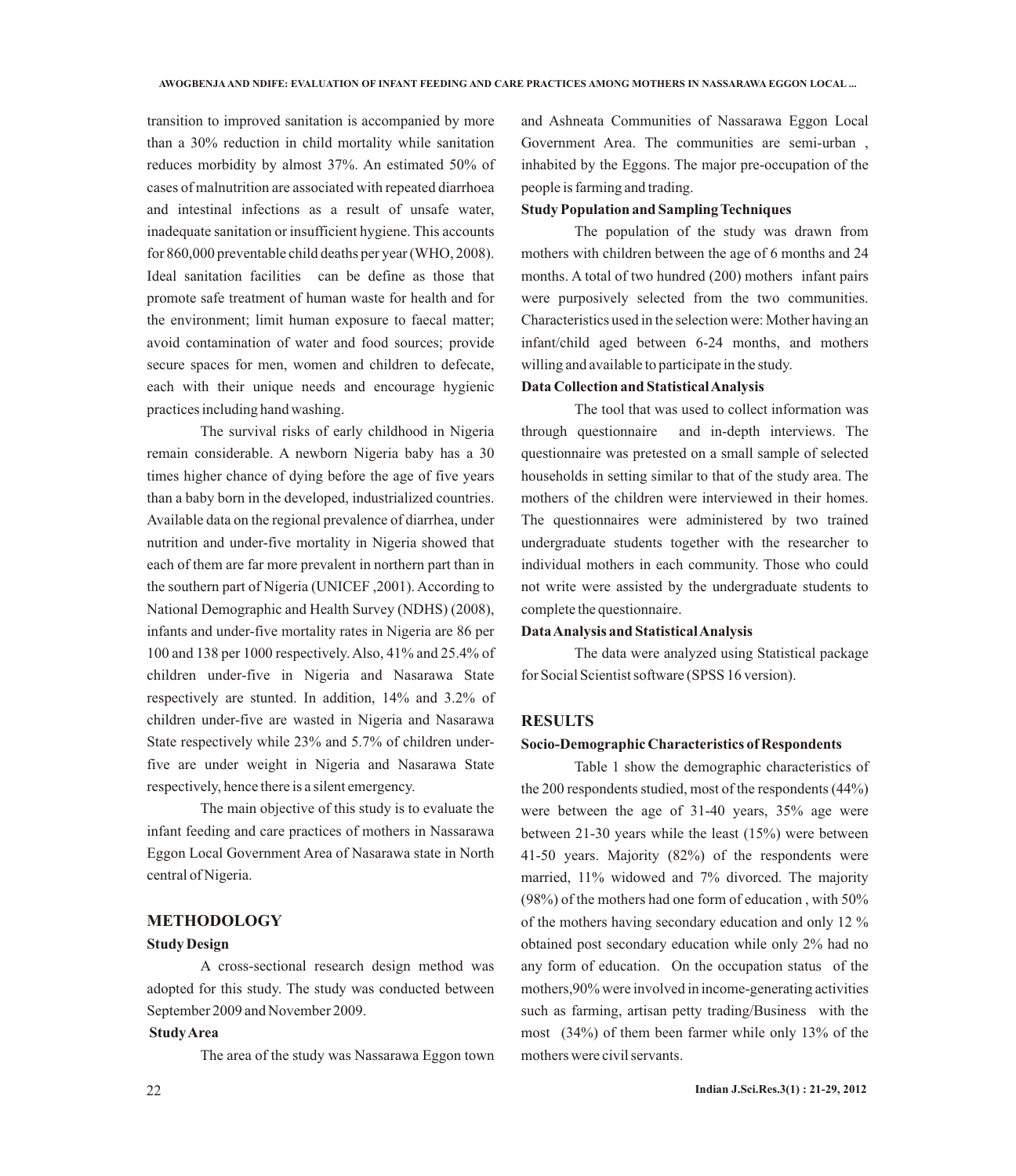transition to improved sanitation is accompanied by more than a 30% reduction in child mortality while sanitation reduces morbidity by almost 37%. An estimated 50% of cases of malnutrition are associated with repeated diarrhoea and intestinal infections as a result of unsafe water, inadequate sanitation or insufficient hygiene. This accounts for 860,000 preventable child deaths per year (WHO, 2008). Ideal sanitation facilities can be define as those that promote safe treatment of human waste for health and for the environment; limit human exposure to faecal matter; avoid contamination of water and food sources; provide secure spaces for men, women and children to defecate, each with their unique needs and encourage hygienic practices including hand washing.

The survival risks of early childhood in Nigeria remain considerable. A newborn Nigeria baby has a 30 times higher chance of dying before the age of five years than a baby born in the developed, industrialized countries. Available data on the regional prevalence of diarrhea, under nutrition and under-five mortality in Nigeria showed that each of them are far more prevalent in northern part than in the southern part of Nigeria (UNICEF ,2001). According to National Demographic and Health Survey (NDHS) (2008), infants and under-five mortality rates in Nigeria are 86 per 100 and 138 per 1000 respectively. Also, 41% and 25.4% of children under-five in Nigeria and Nasarawa State respectively are stunted. In addition, 14% and 3.2% of children under-five are wasted in Nigeria and Nasarawa State respectively while 23% and 5.7% of children under-five are under weight in Nigeria and Nasarawa State respectively, hence there is a silent emergency.

The main objective of this study is to evaluate the infant feeding and care practices of mothers in Nassarawa Eggon Local Government Area of Nasarawa state in North central of Nigeria.

## METHODOLOGY

### Study Design

A cross-sectional research design method was adopted for this study. The study was conducted between September 2009 and November 2009.

### Study Area

The area of the study was Nassarawa Eggon town and Ashneata Communities of Nassarawa Eggon Local Government Area. The communities are semi-urban , inhabited by the Eggons. The major pre-occupation of the people is farming and trading.

### Study Population and Sampling Techniques

The population of the study was drawn from mothers with children between the age of 6 months and 24 months. A total of two hundred (200) mothers infant pairs were purposively selected from the two communities. Characteristics used in the selection were: Mother having an infant/child aged between 6-24 months, and mothers willing and available to participate in the study.

### Data Collection and Statistical Analysis

The tool that was used to collect information was through questionnaire and in-depth interviews. The questionnaire was pretested on a small sample of selected households in setting similar to that of the study area. The mothers of the children were interviewed in their homes. The questionnaires were administered by two trained undergraduate students together with the researcher to individual mothers in each community. Those who could not write were assisted by the undergraduate students to complete the questionnaire.

### Data Analysis and Statistical Analysis

The data were analyzed using Statistical package for Social Scientist software (SPSS 16 version).

## RESULTS

### Socio-Demographic Characteristics of Respondents

Table 1 show the demographic characteristics of the 200 respondents studied, most of the respondents (44%) were between the age of 31-40 years, 35% age were between 21-30 years while the least (15%) were between 41-50 years. Majority (82%) of the respondents were married, 11% widowed and 7% divorced. The majority (98%) of the mothers had one form of education , with 50% of the mothers having secondary education and only 12 % obtained post secondary education while only 2% had no any form of education. On the occupation status of the mothers,90% were involved in income-generating activities such as farming, artisan petty trading/Business with the most (34%) of them been farmer while only 13% of the mothers were civil servants.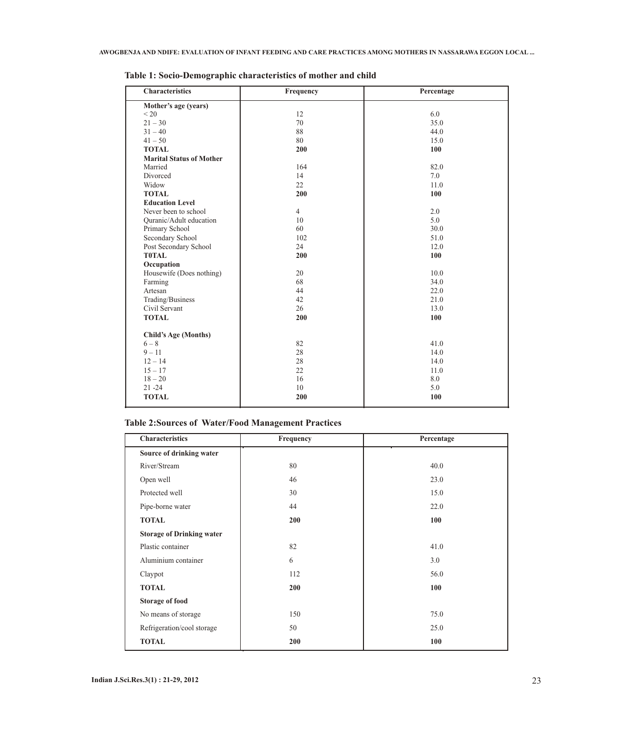**Table 1: Socio-Demographic characteristics of mother and child**

| Characteristics | Frequency | Percentage |
|---|---|---|
| **Mother's age (years)** | | |
| < 20 | 12 | 6.0 |
| 21 – 30 | 70 | 35.0 |
| 31 – 40 | 88 | 44.0 |
| 41 – 50 | 80 | 15.0 |
| **TOTAL** | **200** | **100** |
| **Marital Status of Mother** | | |
| Married | 164 | 82.0 |
| Divorced | 14 | 7.0 |
| Widow | 22 | 11.0 |
| **TOTAL** | **200** | **100** |
| **Education Level** | | |
| Never been to school | 4 | 2.0 |
| Quranic/Adult education | 10 | 5.0 |
| Primary School | 60 | 30.0 |
| Secondary School | 102 | 51.0 |
| Post Secondary School | 24 | 12.0 |
| **T0TAL** | **200** | **100** |
| **Occupation** | | |
| Housewife (Does nothing) | 20 | 10.0 |
| Farming | 68 | 34.0 |
| Artesan | 44 | 22.0 |
| Trading/Business | 42 | 21.0 |
| Civil Servant | 26 | 13.0 |
| **TOTAL** | **200** | **100** |
| **Child's Age (Months)** | | |
| 6 – 8 | 82 | 41.0 |
| 9 – 11 | 28 | 14.0 |
| 12 – 14 | 28 | 14.0 |
| 15 – 17 | 22 | 11.0 |
| 18 – 20 | 16 | 8.0 |
| 21 -24 | 10 | 5.0 |
| **TOTAL** | **200** | **100** |

**Table 2:Sources of Water/Food Management Practices**

| Characteristics | Frequency | Percentage |
|---|---|---|
| **Source of drinking water** | | |
| River/Stream | 80 | 40.0 |
| Open well | 46 | 23.0 |
| Protected well | 30 | 15.0 |
| Pipe-borne water | 44 | 22.0 |
| **TOTAL** | **200** | **100** |
| **Storage of Drinking water** | | |
| Plastic container | 82 | 41.0 |
| Aluminium container | 6 | 3.0 |
| Claypot | 112 | 56.0 |
| **TOTAL** | **200** | **100** |
| **Storage of food** | | |
| No means of storage | 150 | 75.0 |
| Refrigeration/cool storage | 50 | 25.0 |
| **TOTAL** | **200** | **100** |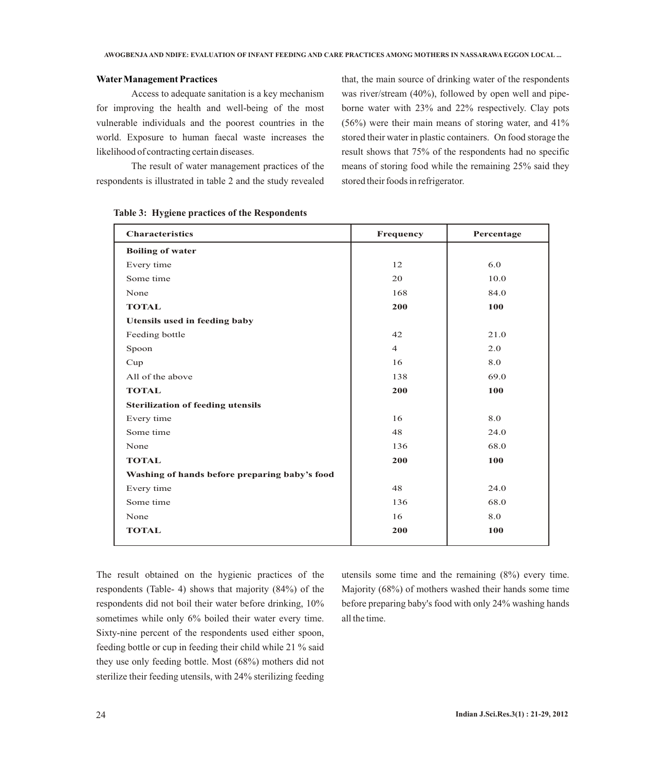### Water Management Practices

Access to adequate sanitation is a key mechanism for improving the health and well-being of the most vulnerable individuals and the poorest countries in the world. Exposure to human faecal waste increases the likelihood of contracting certain diseases.

The result of water management practices of the respondents is illustrated in table 2 and the study revealed that, the main source of drinking water of the respondents was river/stream (40%), followed by open well and pipe-borne water with 23% and 22% respectively. Clay pots (56%) were their main means of storing water, and 41% stored their water in plastic containers. On food storage the result shows that 75% of the respondents had no specific means of storing food while the remaining 25% said they stored their foods in refrigerator.

**Table 3: Hygiene practices of the Respondents**

| Characteristics | Frequency | Percentage |
|---|---|---|
| **Boiling of water** | | |
| Every time | 12 | 6.0 |
| Some time | 20 | 10.0 |
| None | 168 | 84.0 |
| **TOTAL** | **200** | **100** |
| **Utensils used in feeding baby** | | |
| Feeding bottle | 42 | 21.0 |
| Spoon | 4 | 2.0 |
| Cup | 16 | 8.0 |
| All of the above | 138 | 69.0 |
| **TOTAL** | **200** | **100** |
| **Sterilization of feeding utensils** | | |
| Every time | 16 | 8.0 |
| Some time | 48 | 24.0 |
| None | 136 | 68.0 |
| **TOTAL** | **200** | **100** |
| **Washing of hands before preparing baby's food** | | |
| Every time | 48 | 24.0 |
| Some time | 136 | 68.0 |
| None | 16 | 8.0 |
| **TOTAL** | **200** | **100** |

The result obtained on the hygienic practices of the respondents (Table- 4) shows that majority (84%) of the respondents did not boil their water before drinking, 10% sometimes while only 6% boiled their water every time. Sixty-nine percent of the respondents used either spoon, feeding bottle or cup in feeding their child while 21 % said they use only feeding bottle. Most (68%) mothers did not sterilize their feeding utensils, with 24% sterilizing feeding utensils some time and the remaining (8%) every time. Majority (68%) of mothers washed their hands some time before preparing baby's food with only 24% washing hands all the time.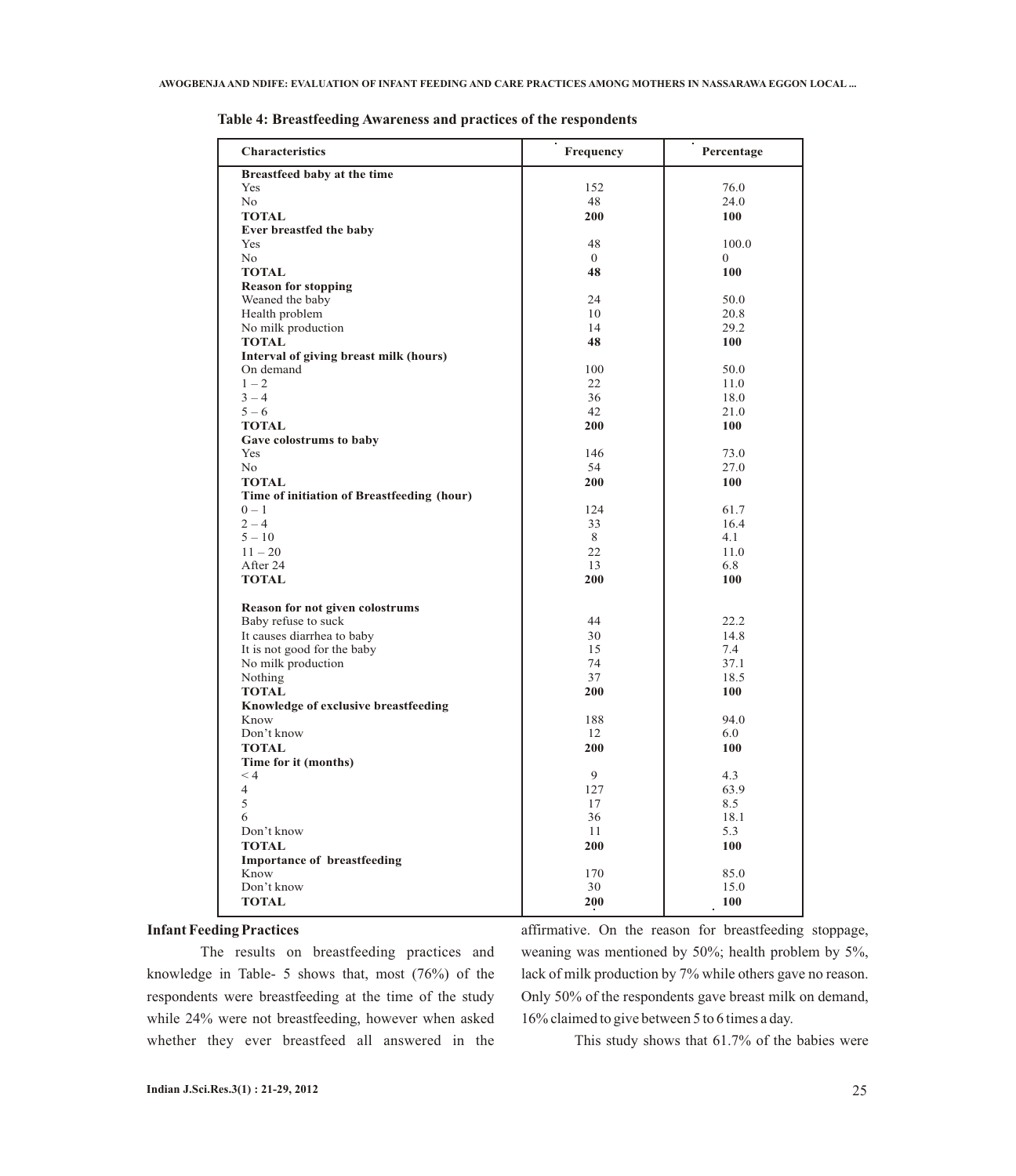**Table 4: Breastfeeding Awareness and practices of the respondents**

| Characteristics | Frequency | Percentage |
|---|---|---|
| **Breastfeed baby at the time** | | |
| Yes | 152 | 76.0 |
| No | 48 | 24.0 |
| **TOTAL** | **200** | **100** |
| **Ever breastfed the baby** | | |
| Yes | 48 | 100.0 |
| No | 0 | 0 |
| **TOTAL** | **48** | **100** |
| **Reason for stopping** | | |
| Weaned the baby | 24 | 50.0 |
| Health problem | 10 | 20.8 |
| No milk production | 14 | 29.2 |
| **TOTAL** | **48** | **100** |
| **Interval of giving breast milk (hours)** | | |
| On demand | 100 | 50.0 |
| 1 – 2 | 22 | 11.0 |
| 3 – 4 | 36 | 18.0 |
| 5 – 6 | 42 | 21.0 |
| **TOTAL** | **200** | **100** |
| **Gave colostrums to baby** | | |
| Yes | 146 | 73.0 |
| No | 54 | 27.0 |
| **TOTAL** | **200** | **100** |
| **Time of initiation of Breastfeeding (hour)** | | |
| 0 – 1 | 124 | 61.7 |
| 2 – 4 | 33 | 16.4 |
| 5 – 10 | 8 | 4.1 |
| 11 – 20 | 22 | 11.0 |
| After 24 | 13 | 6.8 |
| **TOTAL** | **200** | **100** |
| **Reason for not given colostrums** | | |
| Baby refuse to suck | 44 | 22.2 |
| It causes diarrhea to baby | 30 | 14.8 |
| It is not good for the baby | 15 | 7.4 |
| No milk production | 74 | 37.1 |
| Nothing | 37 | 18.5 |
| **TOTAL** | **200** | **100** |
| **Knowledge of exclusive breastfeeding** | | |
| Know | 188 | 94.0 |
| Don't know | 12 | 6.0 |
| **TOTAL** | **200** | **100** |
| **Time for it (months)** | | |
| < 4 | 9 | 4.3 |
| 4 | 127 | 63.9 |
| 5 | 17 | 8.5 |
| 6 | 36 | 18.1 |
| Don't know | 11 | 5.3 |
| **TOTAL** | **200** | **100** |
| **Importance of breastfeeding** | | |
| Know | 170 | 85.0 |
| Don't know | 30 | 15.0 |
| **TOTAL** | **200** | **100** |

## Infant Feeding Practices

The results on breastfeeding practices and knowledge in Table- 5 shows that, most (76%) of the respondents were breastfeeding at the time of the study while 24% were not breastfeeding, however when asked whether they ever breastfeed all answered in the affirmative. On the reason for breastfeeding stoppage, weaning was mentioned by 50%; health problem by 5%, lack of milk production by 7% while others gave no reason. Only 50% of the respondents gave breast milk on demand, 16% claimed to give between 5 to 6 times a day.

This study shows that 61.7% of the babies were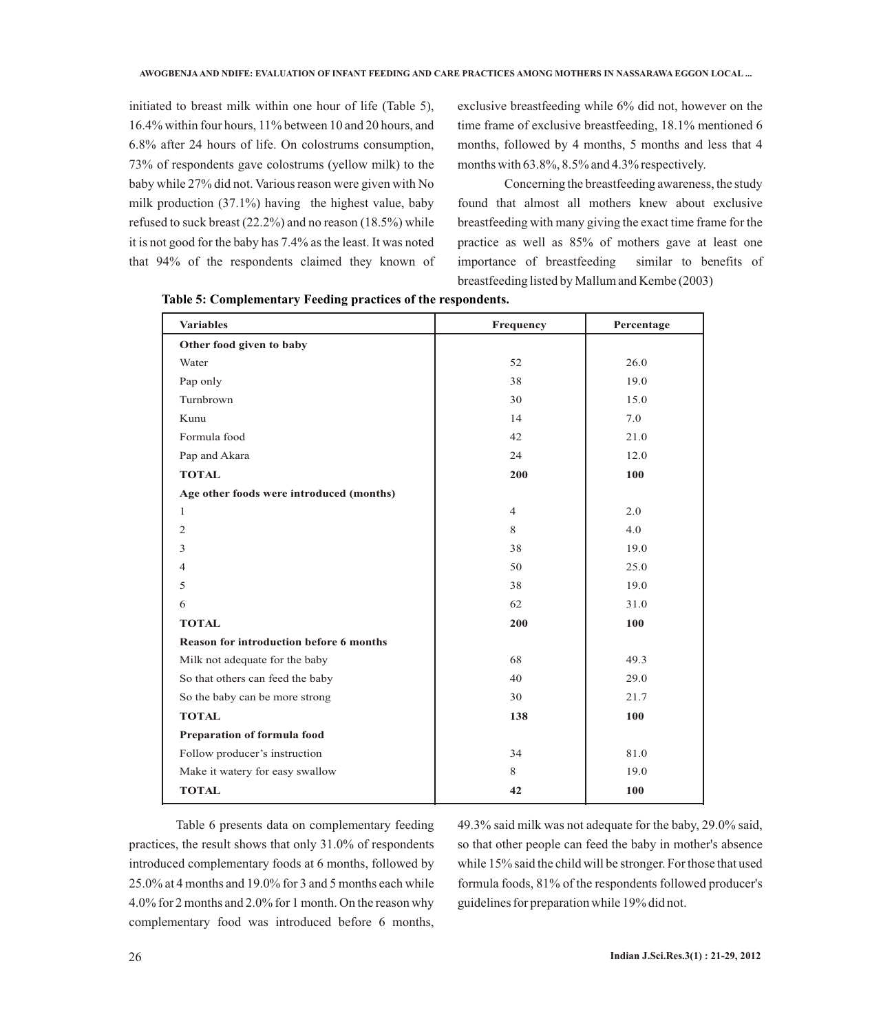initiated to breast milk within one hour of life (Table 5), 16.4% within four hours, 11% between 10 and 20 hours, and 6.8% after 24 hours of life. On colostrums consumption, 73% of respondents gave colostrums (yellow milk) to the baby while 27% did not. Various reason were given with No milk production (37.1%) having the highest value, baby refused to suck breast (22.2%) and no reason (18.5%) while it is not good for the baby has 7.4% as the least. It was noted that 94% of the respondents claimed they known of exclusive breastfeeding while 6% did not, however on the time frame of exclusive breastfeeding, 18.1% mentioned 6 months, followed by 4 months, 5 months and less that 4 months with 63.8%, 8.5% and 4.3% respectively.

Concerning the breastfeeding awareness, the study found that almost all mothers knew about exclusive breastfeeding with many giving the exact time frame for the practice as well as 85% of mothers gave at least one importance of breastfeeding similar to benefits of breastfeeding listed by Mallum and Kembe (2003)

**Table 5: Complementary Feeding practices of the respondents.**

| Variables | Frequency | Percentage |
|---|---|---|
| **Other food given to baby** | | |
| Water | 52 | 26.0 |
| Pap only | 38 | 19.0 |
| Turnbrown | 30 | 15.0 |
| Kunu | 14 | 7.0 |
| Formula food | 42 | 21.0 |
| Pap and Akara | 24 | 12.0 |
| **TOTAL** | **200** | **100** |
| **Age other foods were introduced (months)** | | |
| 1 | 4 | 2.0 |
| 2 | 8 | 4.0 |
| 3 | 38 | 19.0 |
| 4 | 50 | 25.0 |
| 5 | 38 | 19.0 |
| 6 | 62 | 31.0 |
| **TOTAL** | **200** | **100** |
| **Reason for introduction before 6 months** | | |
| Milk not adequate for the baby | 68 | 49.3 |
| So that others can feed the baby | 40 | 29.0 |
| So the baby can be more strong | 30 | 21.7 |
| **TOTAL** | **138** | **100** |
| **Preparation of formula food** | | |
| Follow producer's instruction | 34 | 81.0 |
| Make it watery for easy swallow | 8 | 19.0 |
| **TOTAL** | **42** | **100** |

Table 6 presents data on complementary feeding practices, the result shows that only 31.0% of respondents introduced complementary foods at 6 months, followed by 25.0% at 4 months and 19.0% for 3 and 5 months each while 4.0% for 2 months and 2.0% for 1 month. On the reason why complementary food was introduced before 6 months, 49.3% said milk was not adequate for the baby, 29.0% said, so that other people can feed the baby in mother's absence while 15% said the child will be stronger. For those that used formula foods, 81% of the respondents followed producer's guidelines for preparation while 19% did not.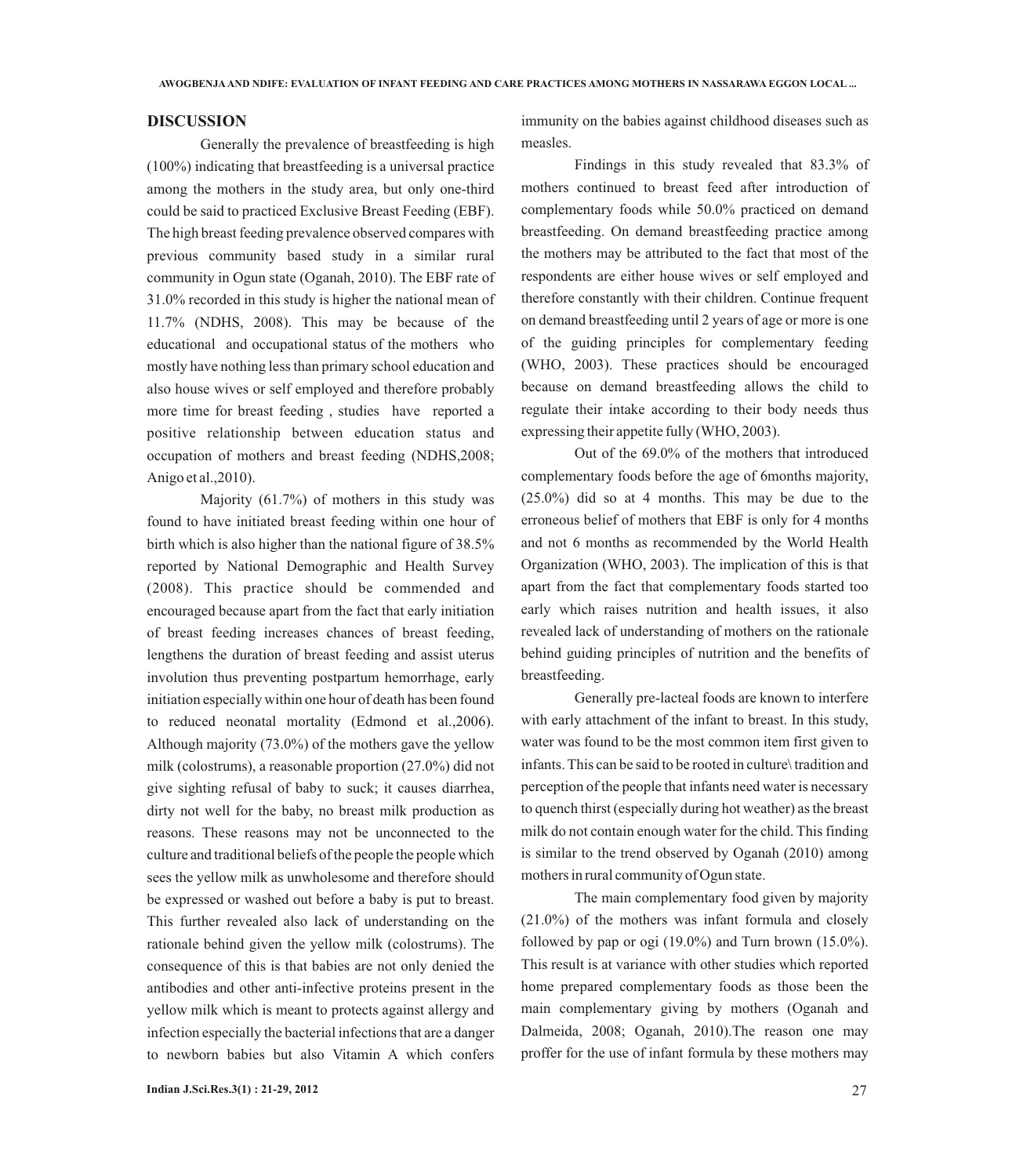## DISCUSSION

Generally the prevalence of breastfeeding is high (100%) indicating that breastfeeding is a universal practice among the mothers in the study area, but only one-third could be said to practiced Exclusive Breast Feeding (EBF). The high breast feeding prevalence observed compares with previous community based study in a similar rural community in Ogun state (Oganah, 2010). The EBF rate of 31.0% recorded in this study is higher the national mean of 11.7% (NDHS, 2008). This may be because of the educational and occupational status of the mothers who mostly have nothing less than primary school education and also house wives or self employed and therefore probably more time for breast feeding , studies have reported a positive relationship between education status and occupation of mothers and breast feeding (NDHS,2008; Anigo et al.,2010).

Majority (61.7%) of mothers in this study was found to have initiated breast feeding within one hour of birth which is also higher than the national figure of 38.5% reported by National Demographic and Health Survey (2008). This practice should be commended and encouraged because apart from the fact that early initiation of breast feeding increases chances of breast feeding, lengthens the duration of breast feeding and assist uterus involution thus preventing postpartum hemorrhage, early initiation especially within one hour of death has been found to reduced neonatal mortality (Edmond et al.,2006). Although majority (73.0%) of the mothers gave the yellow milk (colostrums), a reasonable proportion (27.0%) did not give sighting refusal of baby to suck; it causes diarrhea, dirty not well for the baby, no breast milk production as reasons. These reasons may not be unconnected to the culture and traditional beliefs of the people the people which sees the yellow milk as unwholesome and therefore should be expressed or washed out before a baby is put to breast. This further revealed also lack of understanding on the rationale behind given the yellow milk (colostrums). The consequence of this is that babies are not only denied the antibodies and other anti-infective proteins present in the yellow milk which is meant to protects against allergy and infection especially the bacterial infections that are a danger to newborn babies but also Vitamin A which confers immunity on the babies against childhood diseases such as measles.

Findings in this study revealed that 83.3% of mothers continued to breast feed after introduction of complementary foods while 50.0% practiced on demand breastfeeding. On demand breastfeeding practice among the mothers may be attributed to the fact that most of the respondents are either house wives or self employed and therefore constantly with their children. Continue frequent on demand breastfeeding until 2 years of age or more is one of the guiding principles for complementary feeding (WHO, 2003). These practices should be encouraged because on demand breastfeeding allows the child to regulate their intake according to their body needs thus expressing their appetite fully (WHO, 2003).

Out of the 69.0% of the mothers that introduced complementary foods before the age of 6months majority, (25.0%) did so at 4 months. This may be due to the erroneous belief of mothers that EBF is only for 4 months and not 6 months as recommended by the World Health Organization (WHO, 2003). The implication of this is that apart from the fact that complementary foods started too early which raises nutrition and health issues, it also revealed lack of understanding of mothers on the rationale behind guiding principles of nutrition and the benefits of breastfeeding.

Generally pre-lacteal foods are known to interfere with early attachment of the infant to breast. In this study, water was found to be the most common item first given to infants. This can be said to be rooted in culture\ tradition and perception of the people that infants need water is necessary to quench thirst (especially during hot weather) as the breast milk do not contain enough water for the child. This finding is similar to the trend observed by Oganah (2010) among mothers in rural community of Ogun state.

The main complementary food given by majority (21.0%) of the mothers was infant formula and closely followed by pap or ogi (19.0%) and Turn brown (15.0%). This result is at variance with other studies which reported home prepared complementary foods as those been the main complementary giving by mothers (Oganah and Dalmeida, 2008; Oganah, 2010).The reason one may proffer for the use of infant formula by these mothers may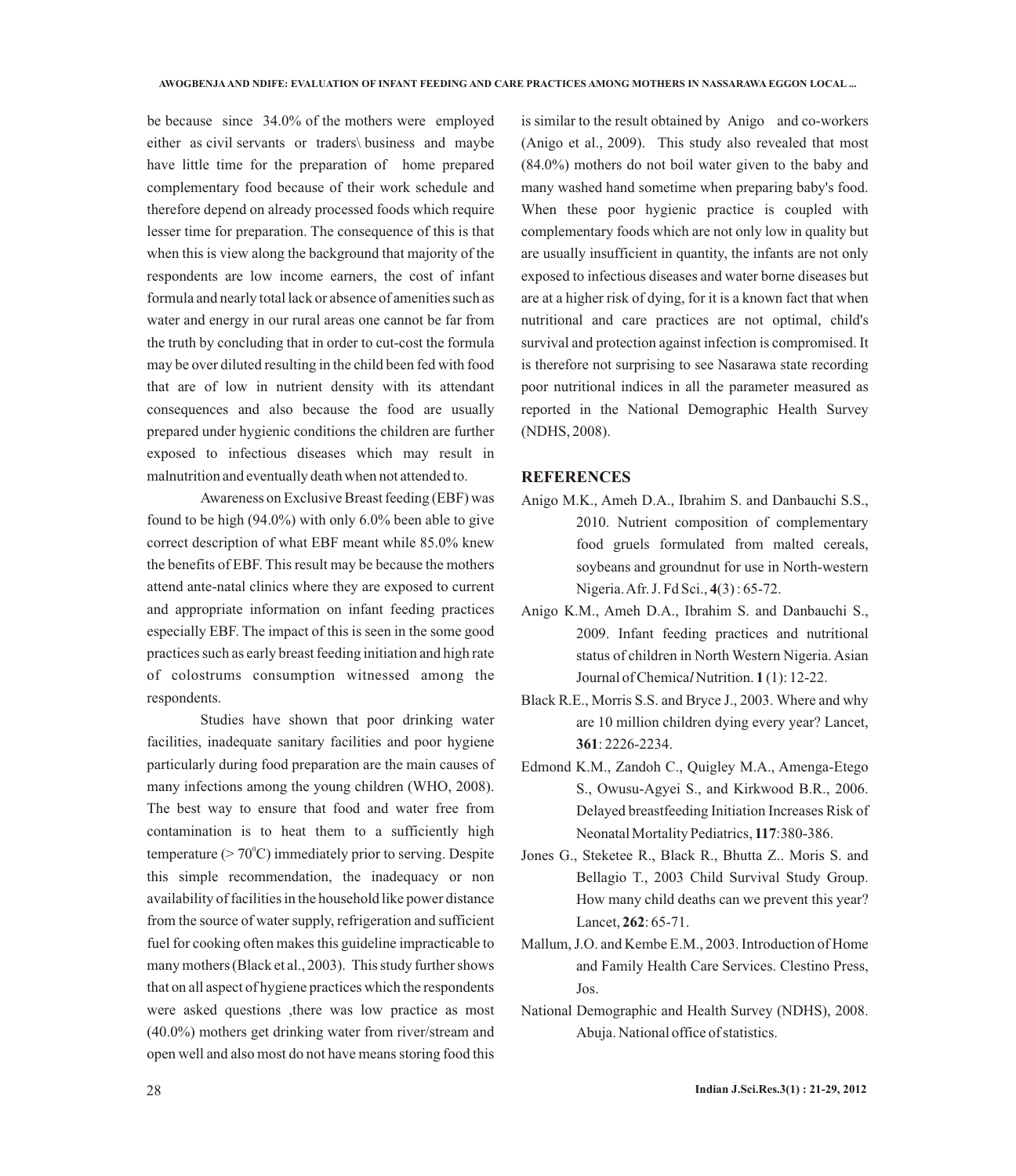be because since 34.0% of the mothers were employed either as civil servants or traders\ business and maybe have little time for the preparation of home prepared complementary food because of their work schedule and therefore depend on already processed foods which require lesser time for preparation. The consequence of this is that when this is view along the background that majority of the respondents are low income earners, the cost of infant formula and nearly total lack or absence of amenities such as water and energy in our rural areas one cannot be far from the truth by concluding that in order to cut-cost the formula may be over diluted resulting in the child been fed with food that are of low in nutrient density with its attendant consequences and also because the food are usually prepared under hygienic conditions the children are further exposed to infectious diseases which may result in malnutrition and eventually death when not attended to.

Awareness on Exclusive Breast feeding (EBF) was found to be high (94.0%) with only 6.0% been able to give correct description of what EBF meant while 85.0% knew the benefits of EBF. This result may be because the mothers attend ante-natal clinics where they are exposed to current and appropriate information on infant feeding practices especially EBF. The impact of this is seen in the some good practices such as early breast feeding initiation and high rate of colostrums consumption witnessed among the respondents.

Studies have shown that poor drinking water facilities, inadequate sanitary facilities and poor hygiene particularly during food preparation are the main causes of many infections among the young children (WHO, 2008). The best way to ensure that food and water free from contamination is to heat them to a sufficiently high temperature (> $70^{0}$C) immediately prior to serving. Despite this simple recommendation, the inadequacy or non availability of facilities in the household like power distance from the source of water supply, refrigeration and sufficient fuel for cooking often makes this guideline impracticable to many mothers (Black et al., 2003). This study further shows that on all aspect of hygiene practices which the respondents were asked questions ,there was low practice as most (40.0%) mothers get drinking water from river/stream and open well and also most do not have means storing food this is similar to the result obtained by Anigo and co-workers (Anigo et al., 2009). This study also revealed that most (84.0%) mothers do not boil water given to the baby and many washed hand sometime when preparing baby's food. When these poor hygienic practice is coupled with complementary foods which are not only low in quality but are usually insufficient in quantity, the infants are not only exposed to infectious diseases and water borne diseases but are at a higher risk of dying, for it is a known fact that when nutritional and care practices are not optimal, child's survival and protection against infection is compromised. It is therefore not surprising to see Nasarawa state recording poor nutritional indices in all the parameter measured as reported in the National Demographic Health Survey (NDHS, 2008).

## REFERENCES

Anigo M.K., Ameh D.A., Ibrahim S. and Danbauchi S.S., 2010. Nutrient composition of complementary food gruels formulated from malted cereals, soybeans and groundnut for use in North-western Nigeria. Afr. J. Fd Sci., **4**(3) : 65-72.

Anigo K.M., Ameh D.A., Ibrahim S. and Danbauchi S., 2009. Infant feeding practices and nutritional status of children in North Western Nigeria. Asian Journal of Chemical Nutrition. **1** (1): 12-22.

Black R.E., Morris S.S. and Bryce J., 2003. Where and why are 10 million children dying every year? Lancet, **361**: 2226-2234.

Edmond K.M., Zandoh C., Quigley M.A., Amenga-Etego S., Owusu-Agyei S., and Kirkwood B.R., 2006. Delayed breastfeeding Initiation Increases Risk of Neonatal Mortality Pediatrics, **117**:380-386.

Jones G., Steketee R., Black R., Bhutta Z.. Moris S. and Bellagio T., 2003 Child Survival Study Group. How many child deaths can we prevent this year? Lancet, **262**: 65-71.

Mallum, J.O. and Kembe E.M., 2003. Introduction of Home and Family Health Care Services. Clestino Press, Jos.

National Demographic and Health Survey (NDHS), 2008. Abuja. National office of statistics.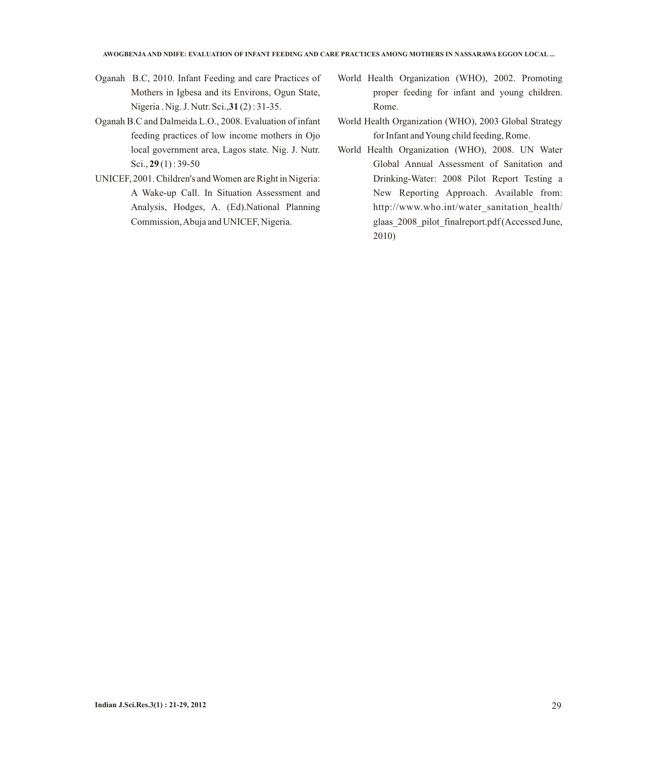Oganah B.C, 2010. Infant Feeding and care Practices of Mothers in Igbesa and its Environs, Ogun State, Nigeria . Nig. J. Nutr. Sci.,**31** (2) : 31-35.

Oganah B.C and Dalmeida L.O., 2008. Evaluation of infant feeding practices of low income mothers in Ojo local government area, Lagos state. Nig. J. Nutr. Sci., **29** (1) : 39-50

UNICEF, 2001. Children's and Women are Right in Nigeria: A Wake-up Call. In Situation Assessment and Analysis, Hodges, A. (Ed).National Planning Commission, Abuja and UNICEF, Nigeria.

World Health Organization (WHO), 2002. Promoting proper feeding for infant and young children. Rome.

World Health Organization (WHO), 2003 Global Strategy for Infant and Young child feeding, Rome.

World Health Organization (WHO), 2008. UN Water Global Annual Assessment of Sanitation and Drinking-Water: 2008 Pilot Report Testing a New Reporting Approach. Available from: http://www.who.int/water_sanitation_health/glaas_2008_pilot_finalreport.pdf (Accessed June, 2010)